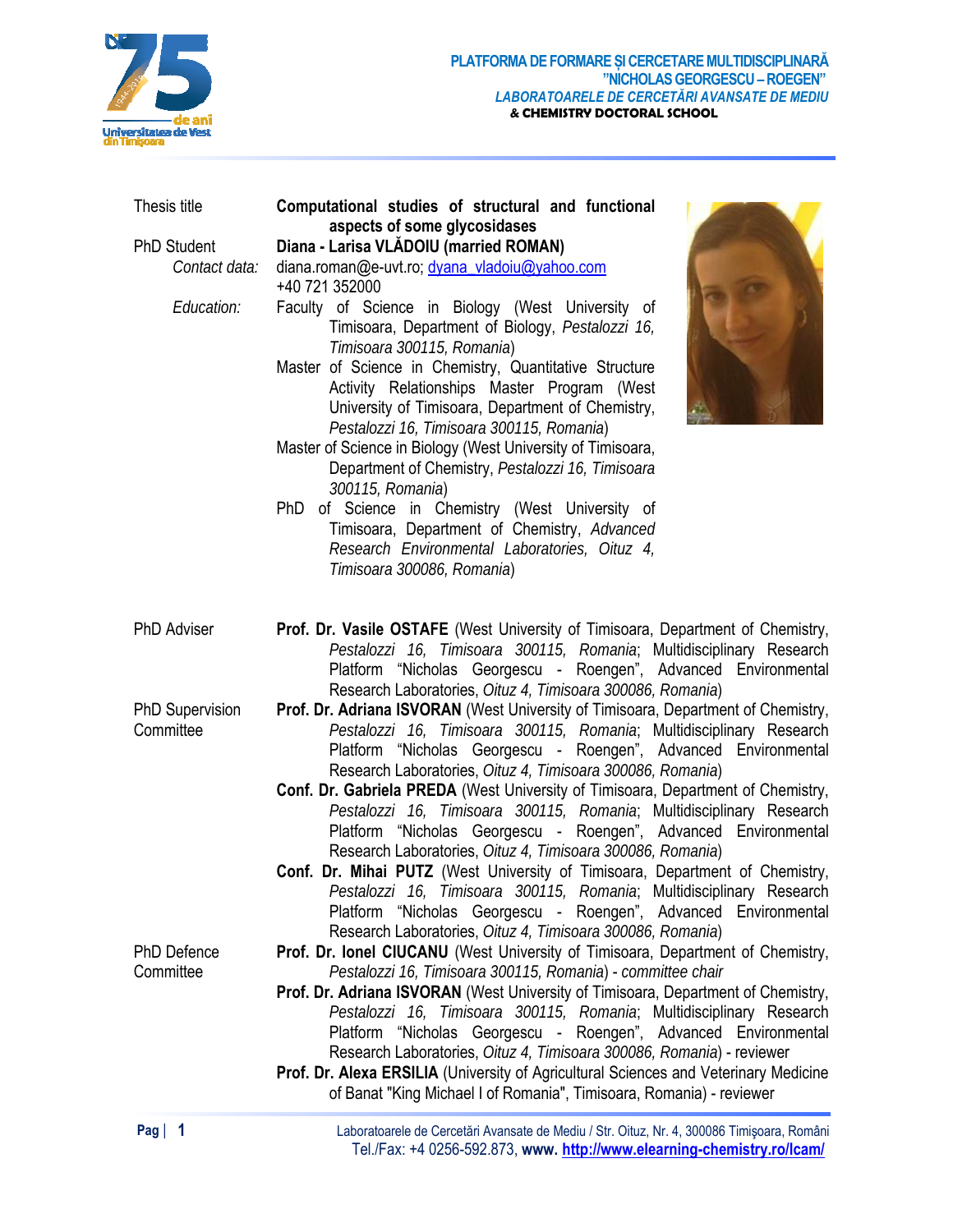| | |
|---|---|
| Thesis title | **Computational studies of structural and functional aspects of some glycosidases** |
| PhD Student | **Diana - Larisa VLĂDOIU (married ROMAN)** |
| *Contact data:* | diana.roman@e-uvt.ro; dyana_vladoiu@yahoo.com<br>+40 721 352000 |
| *Education:* | Faculty of Science in Biology (West University of Timisoara, Department of Biology, *Pestalozzi 16, Timisoara 300115, Romania*)<br>Master of Science in Chemistry, Quantitative Structure Activity Relationships Master Program (West University of Timisoara, Department of Chemistry, *Pestalozzi 16, Timisoara 300115, Romania*)<br>Master of Science in Biology (West University of Timisoara, Department of Chemistry, *Pestalozzi 16, Timisoara 300115, Romania*)<br>PhD of Science in Chemistry (West University of Timisoara, Department of Chemistry, *Advanced Research Environmental Laboratories, Oituz 4, Timisoara 300086, Romania*) |
| PhD Adviser | **Prof. Dr. Vasile OSTAFE** (West University of Timisoara, Department of Chemistry, *Pestalozzi 16, Timisoara 300115, Romania*; Multidisciplinary Research Platform "Nicholas Georgescu - Roengen", Advanced Environmental Research Laboratories, *Oituz 4, Timisoara 300086, Romania*) |
| PhD Supervision Committee | **Prof. Dr. Adriana ISVORAN** (West University of Timisoara, Department of Chemistry, *Pestalozzi 16, Timisoara 300115, Romania*; Multidisciplinary Research Platform "Nicholas Georgescu - Roengen", Advanced Environmental Research Laboratories, *Oituz 4, Timisoara 300086, Romania*)<br>**Conf. Dr. Gabriela PREDA** (West University of Timisoara, Department of Chemistry, *Pestalozzi 16, Timisoara 300115, Romania*; Multidisciplinary Research Platform "Nicholas Georgescu - Roengen", Advanced Environmental Research Laboratories, *Oituz 4, Timisoara 300086, Romania*)<br>**Conf. Dr. Mihai PUTZ** (West University of Timisoara, Department of Chemistry, *Pestalozzi 16, Timisoara 300115, Romania*; Multidisciplinary Research Platform "Nicholas Georgescu - Roengen", Advanced Environmental Research Laboratories, *Oituz 4, Timisoara 300086, Romania*) |
| PhD Defence Committee | **Prof. Dr. Ionel CIUCANU** (West University of Timisoara, Department of Chemistry, *Pestalozzi 16, Timisoara 300115, Romania*) - *committee chair*<br>**Prof. Dr. Adriana ISVORAN** (West University of Timisoara, Department of Chemistry, *Pestalozzi 16, Timisoara 300115, Romania*; Multidisciplinary Research Platform "Nicholas Georgescu - Roengen", Advanced Environmental Research Laboratories, *Oituz 4, Timisoara 300086, Romania*) - reviewer<br>**Prof. Dr. Alexa ERSILIA** (University of Agricultural Sciences and Veterinary Medicine of Banat "King Michael I of Romania", Timisoara, Romania) - reviewer |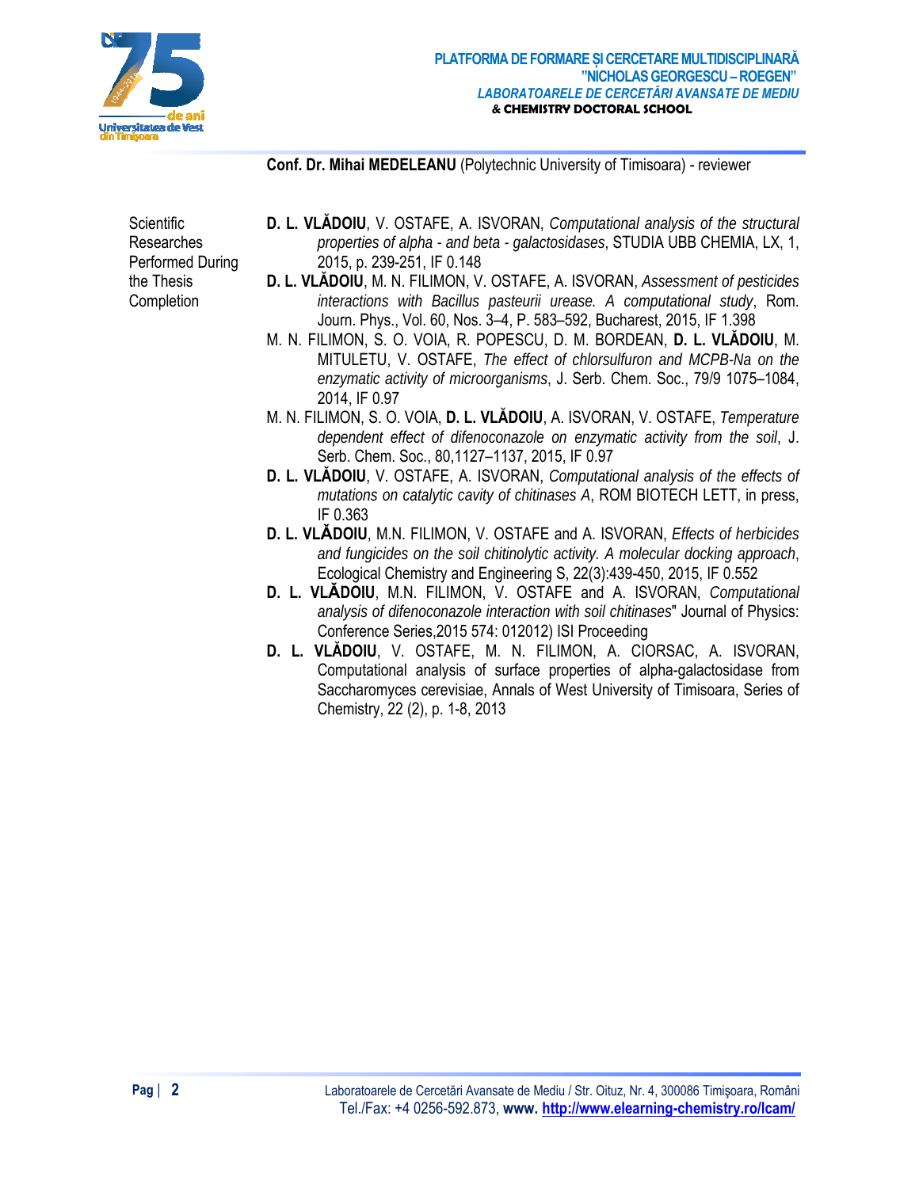**Conf. Dr. Mihai MEDELEANU** (Polytechnic University of Timisoara) - reviewer

Scientific Researches Performed During the Thesis Completion

- **D. L. VLĂDOIU**, V. OSTAFE, A. ISVORAN, *Computational analysis of the structural properties of alpha - and beta - galactosidases*, STUDIA UBB CHEMIA, LX, 1, 2015, p. 239-251, IF 0.148
- **D. L. VLĂDOIU**, M. N. FILIMON, V. OSTAFE, A. ISVORAN, *Assessment of pesticides interactions with Bacillus pasteurii urease. A computational study*, Rom. Journ. Phys., Vol. 60, Nos. 3–4, P. 583–592, Bucharest, 2015, IF 1.398
- M. N. FILIMON, S. O. VOIA, R. POPESCU, D. M. BORDEAN, **D. L. VLĂDOIU**, M. MITULETU, V. OSTAFE, *The effect of chlorsulfuron and MCPB-Na on the enzymatic activity of microorganisms*, J. Serb. Chem. Soc., 79/9 1075–1084, 2014, IF 0.97
- M. N. FILIMON, S. O. VOIA, **D. L. VLĂDOIU**, A. ISVORAN, V. OSTAFE, *Temperature dependent effect of difenoconazole on enzymatic activity from the soil*, J. Serb. Chem. Soc., 80,1127–1137, 2015, IF 0.97
- **D. L. VLĂDOIU**, V. OSTAFE, A. ISVORAN, *Computational analysis of the effects of mutations on catalytic cavity of chitinases A*, ROM BIOTECH LETT, in press, IF 0.363
- **D. L. VLĂDOIU**, M.N. FILIMON, V. OSTAFE and A. ISVORAN, *Effects of herbicides and fungicides on the soil chitinolytic activity. A molecular docking approach*, Ecological Chemistry and Engineering S, 22(3):439-450, 2015, IF 0.552
- **D. L. VLĂDOIU**, M.N. FILIMON, V. OSTAFE and A. ISVORAN, *Computational analysis of difenoconazole interaction with soil chitinases*" Journal of Physics: Conference Series,2015 574: 012012) ISI Proceeding
- **D. L. VLĂDOIU**, V. OSTAFE, M. N. FILIMON, A. CIORSAC, A. ISVORAN, Computational analysis of surface properties of alpha-galactosidase from Saccharomyces cerevisiae, Annals of West University of Timisoara, Series of Chemistry, 22 (2), p. 1-8, 2013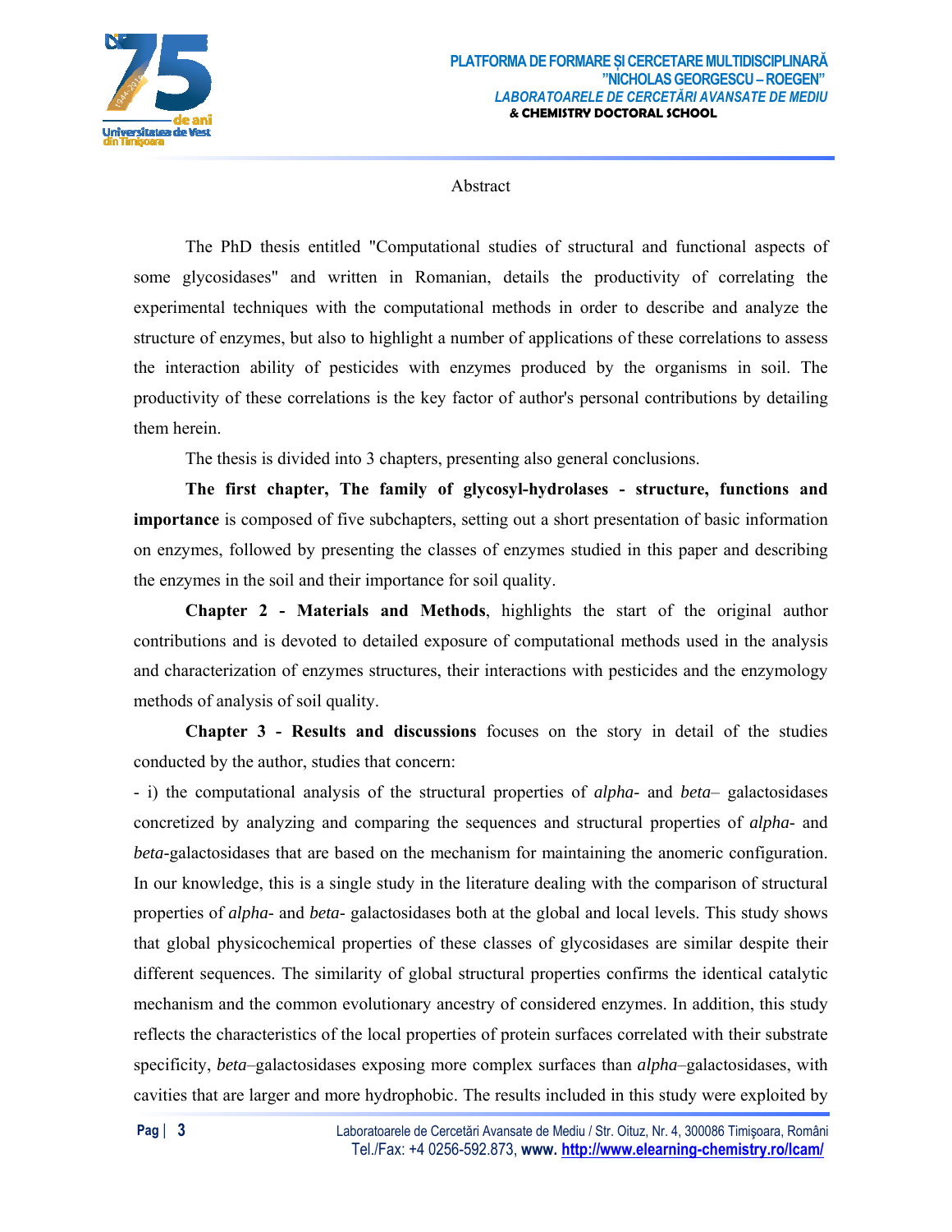# Abstract

The PhD thesis entitled "Computational studies of structural and functional aspects of some glycosidases" and written in Romanian, details the productivity of correlating the experimental techniques with the computational methods in order to describe and analyze the structure of enzymes, but also to highlight a number of applications of these correlations to assess the interaction ability of pesticides with enzymes produced by the organisms in soil. The productivity of these correlations is the key factor of author's personal contributions by detailing them herein.

The thesis is divided into 3 chapters, presenting also general conclusions.

**The first chapter, The family of glycosyl-hydrolases - structure, functions and importance** is composed of five subchapters, setting out a short presentation of basic information on enzymes, followed by presenting the classes of enzymes studied in this paper and describing the enzymes in the soil and their importance for soil quality.

**Chapter 2 - Materials and Methods**, highlights the start of the original author contributions and is devoted to detailed exposure of computational methods used in the analysis and characterization of enzymes structures, their interactions with pesticides and the enzymology methods of analysis of soil quality.

**Chapter 3 - Results and discussions** focuses on the story in detail of the studies conducted by the author, studies that concern:

- i) the computational analysis of the structural properties of *alpha*- and *beta*– galactosidases concretized by analyzing and comparing the sequences and structural properties of *alpha*- and *beta*-galactosidases that are based on the mechanism for maintaining the anomeric configuration. In our knowledge, this is a single study in the literature dealing with the comparison of structural properties of *alpha*- and *beta*- galactosidases both at the global and local levels. This study shows that global physicochemical properties of these classes of glycosidases are similar despite their different sequences. The similarity of global structural properties confirms the identical catalytic mechanism and the common evolutionary ancestry of considered enzymes. In addition, this study reflects the characteristics of the local properties of protein surfaces correlated with their substrate specificity, *beta*–galactosidases exposing more complex surfaces than *alpha*–galactosidases, with cavities that are larger and more hydrophobic. The results included in this study were exploited by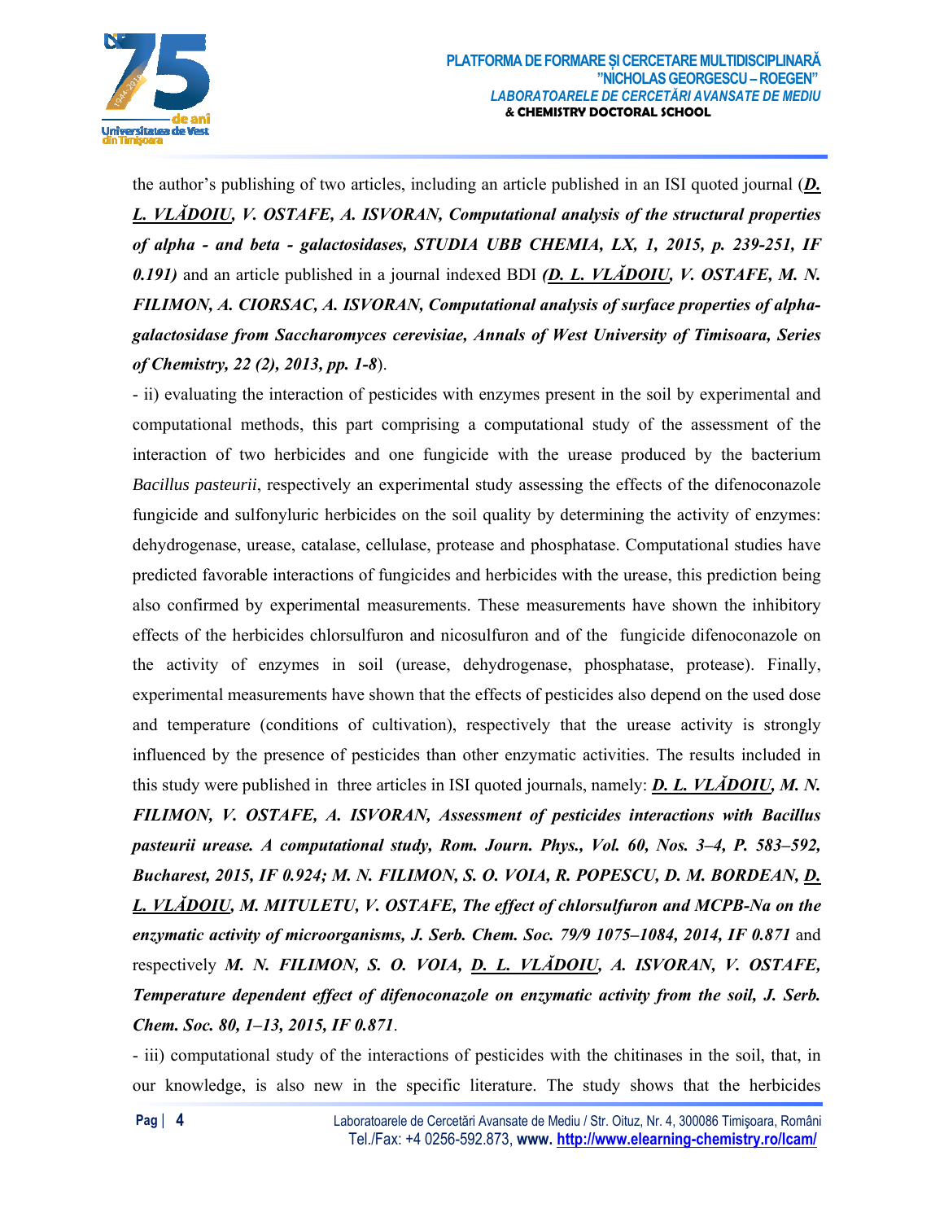the author's publishing of two articles, including an article published in an ISI quoted journal (***<u>D. L. VLĂDOIU</u>, V. OSTAFE, A. ISVORAN, Computational analysis of the structural properties of alpha - and beta - galactosidases, STUDIA UBB CHEMIA, LX, 1, 2015, p. 239-251, IF 0.191)*** and an article published in a journal indexed BDI ***(<u>D. L. VLĂDOIU</u>, V. OSTAFE, M. N. FILIMON, A. CIORSAC, A. ISVORAN, Computational analysis of surface properties of alpha-galactosidase from Saccharomyces cerevisiae, Annals of West University of Timisoara, Series of Chemistry, 22 (2), 2013, pp. 1-8***).

- ii) evaluating the interaction of pesticides with enzymes present in the soil by experimental and computational methods, this part comprising a computational study of the assessment of the interaction of two herbicides and one fungicide with the urease produced by the bacterium *Bacillus pasteurii*, respectively an experimental study assessing the effects of the difenoconazole fungicide and sulfonyluric herbicides on the soil quality by determining the activity of enzymes: dehydrogenase, urease, catalase, cellulase, protease and phosphatase. Computational studies have predicted favorable interactions of fungicides and herbicides with the urease, this prediction being also confirmed by experimental measurements. These measurements have shown the inhibitory effects of the herbicides chlorsulfuron and nicosulfuron and of the fungicide difenoconazole on the activity of enzymes in soil (urease, dehydrogenase, phosphatase, protease). Finally, experimental measurements have shown that the effects of pesticides also depend on the used dose and temperature (conditions of cultivation), respectively that the urease activity is strongly influenced by the presence of pesticides than other enzymatic activities. The results included in this study were published in three articles in ISI quoted journals, namely: ***<u>D. L. VLĂDOIU</u>, M. N. FILIMON, V. OSTAFE, A. ISVORAN, Assessment of pesticides interactions with Bacillus pasteurii urease. A computational study, Rom. Journ. Phys., Vol. 60, Nos. 3–4, P. 583–592, Bucharest, 2015, IF 0.924; M. N. FILIMON, S. O. VOIA, R. POPESCU, D. M. BORDEAN, <u>D. L. VLĂDOIU</u>, M. MITULETU, V. OSTAFE, The effect of chlorsulfuron and MCPB-Na on the enzymatic activity of microorganisms, J. Serb. Chem. Soc. 79/9 1075–1084, 2014, IF 0.871*** and respectively ***M. N. FILIMON, S. O. VOIA, <u>D. L. VLĂDOIU</u>, A. ISVORAN, V. OSTAFE, Temperature dependent effect of difenoconazole on enzymatic activity from the soil, J. Serb. Chem. Soc. 80, 1–13, 2015, IF 0.871***.

- iii) computational study of the interactions of pesticides with the chitinases in the soil, that, in our knowledge, is also new in the specific literature. The study shows that the herbicides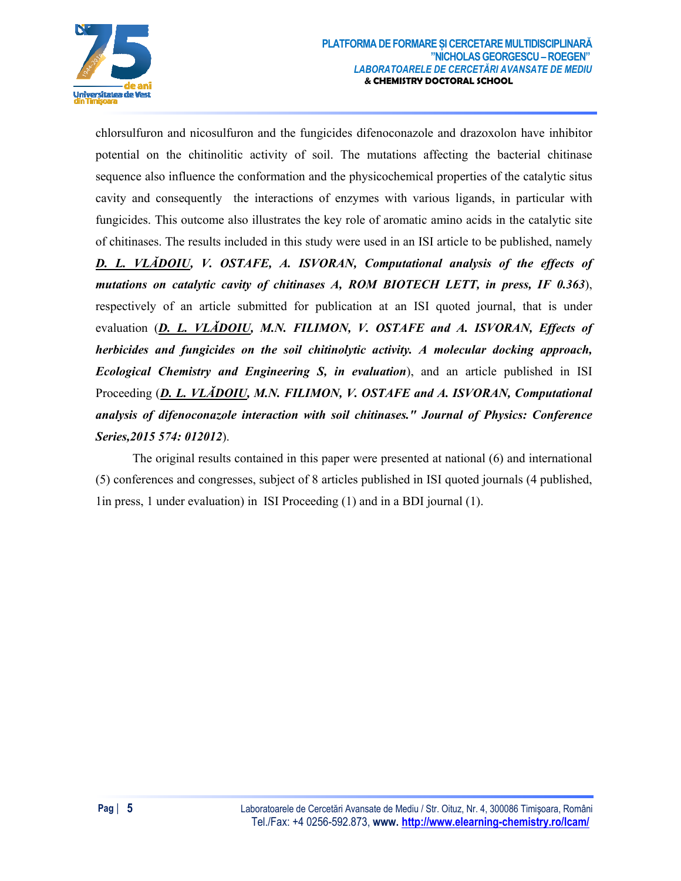chlorsulfuron and nicosulfuron and the fungicides difenoconazole and drazoxolon have inhibitor potential on the chitinolitic activity of soil. The mutations affecting the bacterial chitinase sequence also influence the conformation and the physicochemical properties of the catalytic situs cavity and consequently the interactions of enzymes with various ligands, in particular with fungicides. This outcome also illustrates the key role of aromatic amino acids in the catalytic site of chitinases. The results included in this study were used in an ISI article to be published, namely ***D. L. VLĂDOIU**, V. OSTAFE, A. ISVORAN, Computational analysis of the effects of mutations on catalytic cavity of chitinases A, ROM BIOTECH LETT, in press, IF 0.363*), respectively of an article submitted for publication at an ISI quoted journal, that is under evaluation (***D. L. VLĂDOIU**, M.N. FILIMON, V. OSTAFE and A. ISVORAN, Effects of herbicides and fungicides on the soil chitinolytic activity. A molecular docking approach, Ecological Chemistry and Engineering S, in evaluation*), and an article published in ISI Proceeding (***D. L. VLĂDOIU**, M.N. FILIMON, V. OSTAFE and A. ISVORAN, Computational analysis of difenoconazole interaction with soil chitinases." Journal of Physics: Conference Series,2015 574: 012012*).

The original results contained in this paper were presented at national (6) and international (5) conferences and congresses, subject of 8 articles published in ISI quoted journals (4 published, 1in press, 1 under evaluation) in ISI Proceeding (1) and in a BDI journal (1).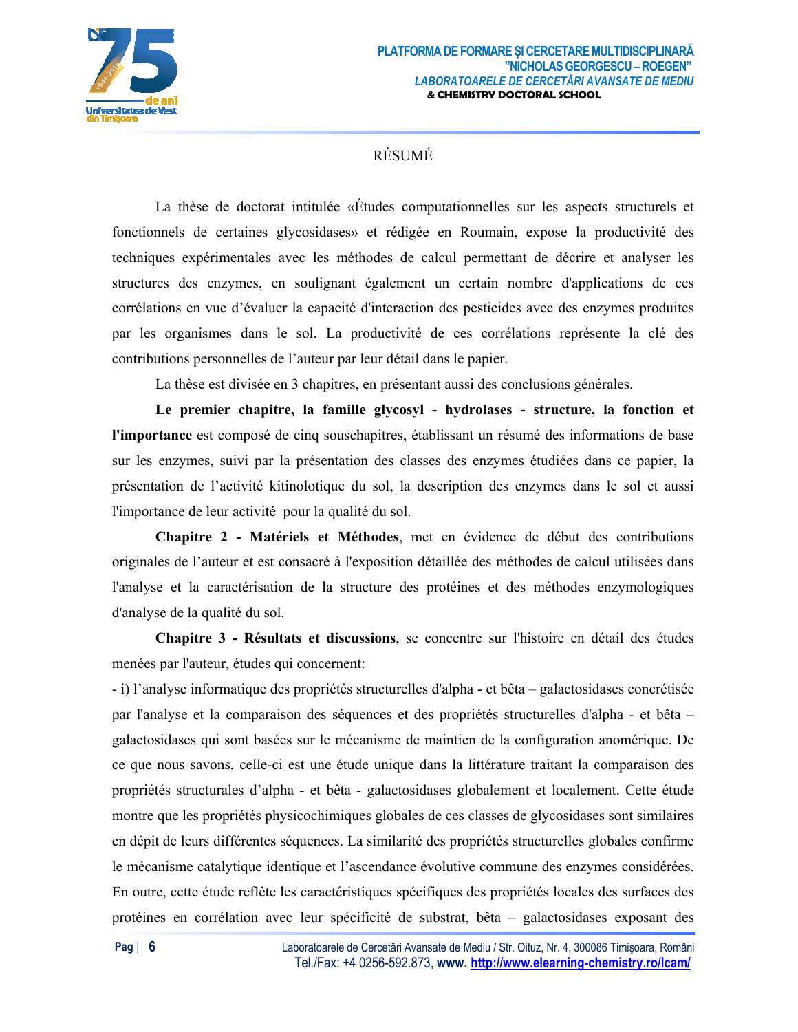## RÉSUMÉ

La thèse de doctorat intitulée «Études computationnelles sur les aspects structurels et fonctionnels de certaines glycosidases» et rédigée en Roumain, expose la productivité des techniques expérimentales avec les méthodes de calcul permettant de décrire et analyser les structures des enzymes, en soulignant également un certain nombre d'applications de ces corrélations en vue d'évaluer la capacité d'interaction des pesticides avec des enzymes produites par les organismes dans le sol. La productivité de ces corrélations représente la clé des contributions personnelles de l'auteur par leur détail dans le papier.

La thèse est divisée en 3 chapitres, en présentant aussi des conclusions générales.

**Le premier chapitre, la famille glycosyl - hydrolases - structure, la fonction et l'importance** est composé de cinq souschapitres, établissant un résumé des informations de base sur les enzymes, suivi par la présentation des classes des enzymes étudiées dans ce papier, la présentation de l'activité kitinolotique du sol, la description des enzymes dans le sol et aussi l'importance de leur activité pour la qualité du sol.

**Chapitre 2 - Matériels et Méthodes**, met en évidence de début des contributions originales de l'auteur et est consacré à l'exposition détaillée des méthodes de calcul utilisées dans l'analyse et la caractérisation de la structure des protéines et des méthodes enzymologiques d'analyse de la qualité du sol.

**Chapitre 3 - Résultats et discussions**, se concentre sur l'histoire en détail des études menées par l'auteur, études qui concernent:

- i) l'analyse informatique des propriétés structurelles d'alpha - et bêta – galactosidases concrétisée par l'analyse et la comparaison des séquences et des propriétés structurelles d'alpha - et bêta – galactosidases qui sont basées sur le mécanisme de maintien de la configuration anomérique. De ce que nous savons, celle-ci est une étude unique dans la littérature traitant la comparaison des propriétés structurales d'alpha - et bêta - galactosidases globalement et localement. Cette étude montre que les propriétés physicochimiques globales de ces classes de glycosidases sont similaires en dépit de leurs différentes séquences. La similarité des propriétés structurelles globales confirme le mécanisme catalytique identique et l'ascendance évolutive commune des enzymes considérées. En outre, cette étude reflète les caractéristiques spécifiques des propriétés locales des surfaces des protéines en corrélation avec leur spécificité de substrat, bêta – galactosidases exposant des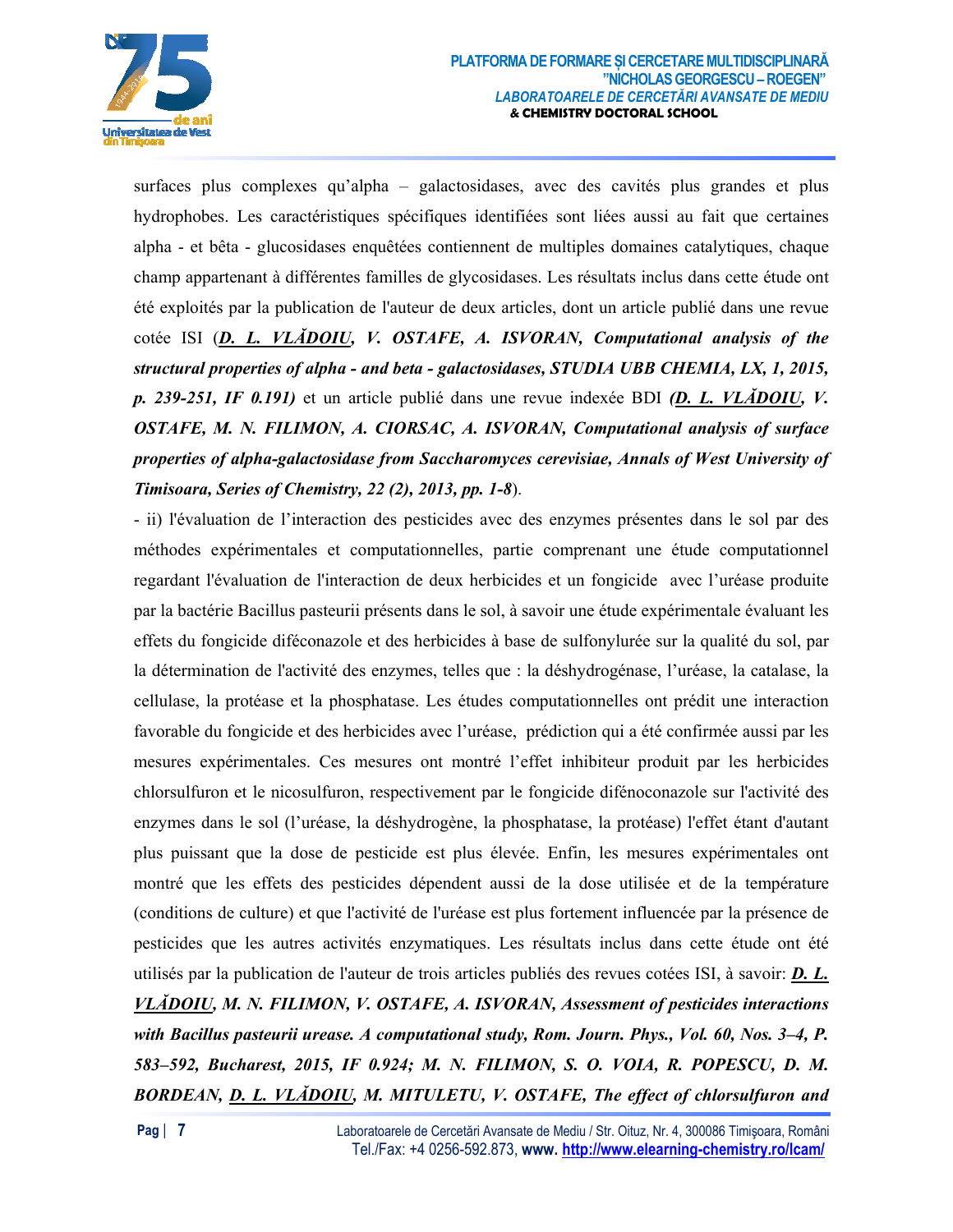surfaces plus complexes qu'alpha – galactosidases, avec des cavités plus grandes et plus hydrophobes. Les caractéristiques spécifiques identifiées sont liées aussi au fait que certaines alpha - et bêta - glucosidases enquêtées contiennent de multiples domaines catalytiques, chaque champ appartenant à différentes familles de glycosidases. Les résultats inclus dans cette étude ont été exploités par la publication de l'auteur de deux articles, dont un article publié dans une revue cotée ISI (***D. L. VLĂDOIU**, V. OSTAFE, A. ISVORAN, Computational analysis of the structural properties of alpha - and beta - galactosidases, STUDIA UBB CHEMIA, LX, 1, 2015, p. 239-251, IF 0.191*) et un article publié dans une revue indexée BDI (***D. L. VLĂDOIU**, V. OSTAFE, M. N. FILIMON, A. CIORSAC, A. ISVORAN, Computational analysis of surface properties of alpha-galactosidase from Saccharomyces cerevisiae, Annals of West University of Timisoara, Series of Chemistry, 22 (2), 2013, pp. 1-8*).

- ii) l'évaluation de l'interaction des pesticides avec des enzymes présentes dans le sol par des méthodes expérimentales et computationnelles, partie comprenant une étude computationnel regardant l'évaluation de l'interaction de deux herbicides et un fongicide avec l'uréase produite par la bactérie Bacillus pasteurii présents dans le sol, à savoir une étude expérimentale évaluant les effets du fongicide diféconazole et des herbicides à base de sulfonylurée sur la qualité du sol, par la détermination de l'activité des enzymes, telles que : la déshydrogénase, l'uréase, la catalase, la cellulase, la protéase et la phosphatase. Les études computationnelles ont prédit une interaction favorable du fongicide et des herbicides avec l'uréase, prédiction qui a été confirmée aussi par les mesures expérimentales. Ces mesures ont montré l'effet inhibiteur produit par les herbicides chlorsulfuron et le nicosulfuron, respectivement par le fongicide difénoconazole sur l'activité des enzymes dans le sol (l'uréase, la déshydrogène, la phosphatase, la protéase) l'effet étant d'autant plus puissant que la dose de pesticide est plus élevée. Enfin, les mesures expérimentales ont montré que les effets des pesticides dépendent aussi de la dose utilisée et de la température (conditions de culture) et que l'activité de l'uréase est plus fortement influencée par la présence de pesticides que les autres activités enzymatiques. Les résultats inclus dans cette étude ont été utilisés par la publication de l'auteur de trois articles publiés des revues cotées ISI, à savoir: ***D. L. VLĂDOIU**, M. N. FILIMON, V. OSTAFE, A. ISVORAN, Assessment of pesticides interactions with Bacillus pasteurii urease. A computational study, Rom. Journ. Phys., Vol. 60, Nos. 3–4, P. 583–592, Bucharest, 2015, IF 0.924; M. N. FILIMON, S. O. VOIA, R. POPESCU, D. M. BORDEAN, **D. L. VLĂDOIU**, M. MITULETU, V. OSTAFE, The effect of chlorsulfuron and*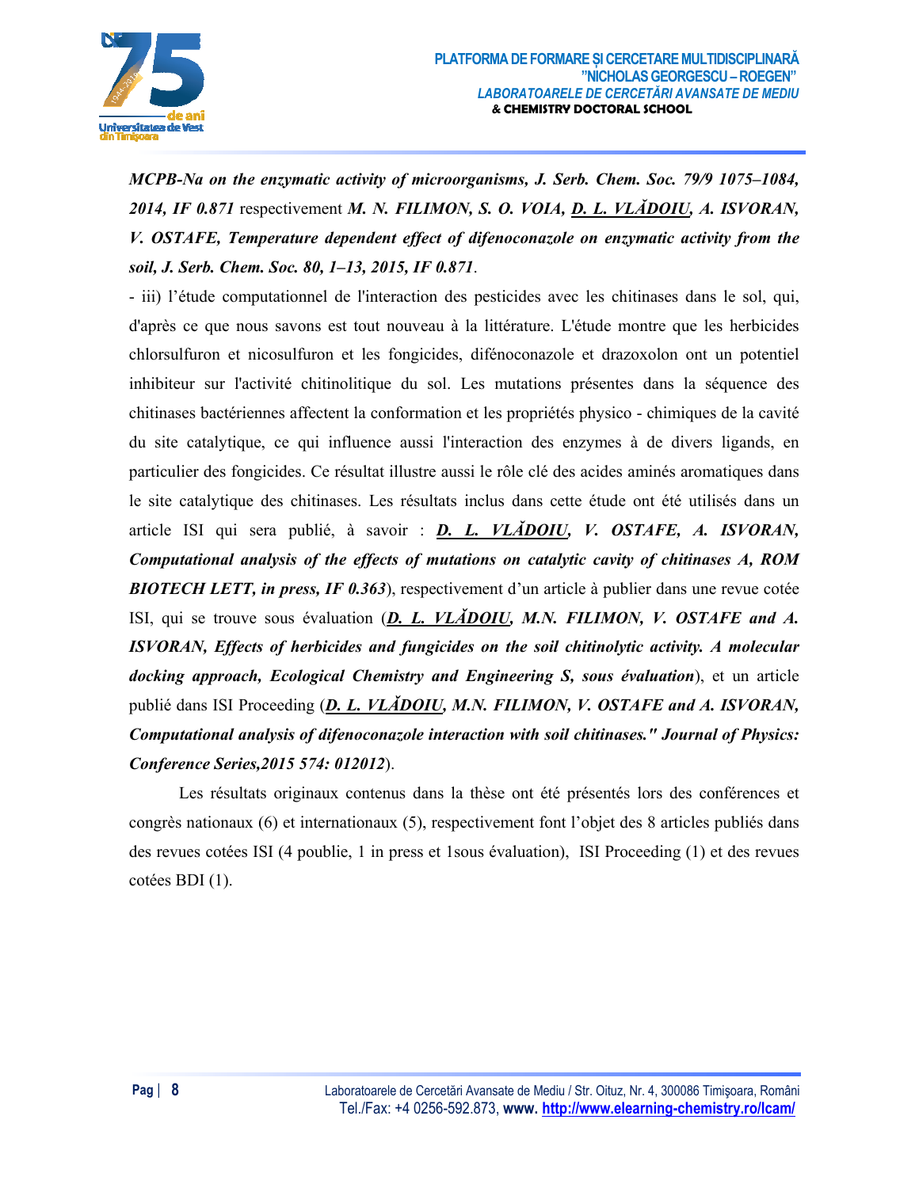***MCPB-Na on the enzymatic activity of microorganisms, J. Serb. Chem. Soc. 79/9 1075–1084, 2014, IF 0.871*** respectivement ***M. N. FILIMON, S. O. VOIA, D. L. VLĂDOIU, A. ISVORAN, V. OSTAFE, Temperature dependent effect of difenoconazole on enzymatic activity from the soil, J. Serb. Chem. Soc. 80, 1–13, 2015, IF 0.871***.

- iii) l'étude computationnel de l'interaction des pesticides avec les chitinases dans le sol, qui, d'après ce que nous savons est tout nouveau à la littérature. L'étude montre que les herbicides chlorsulfuron et nicosulfuron et les fongicides, difénoconazole et drazoxolon ont un potentiel inhibiteur sur l'activité chitinolitique du sol. Les mutations présentes dans la séquence des chitinases bactériennes affectent la conformation et les propriétés physico - chimiques de la cavité du site catalytique, ce qui influence aussi l'interaction des enzymes à de divers ligands, en particulier des fongicides. Ce résultat illustre aussi le rôle clé des acides aminés aromatiques dans le site catalytique des chitinases. Les résultats inclus dans cette étude ont été utilisés dans un article ISI qui sera publié, à savoir : ***D. L. VLĂDOIU, V. OSTAFE, A. ISVORAN, Computational analysis of the effects of mutations on catalytic cavity of chitinases A, ROM BIOTECH LETT, in press, IF 0.363***), respectivement d'un article à publier dans une revue cotée ISI, qui se trouve sous évaluation (***D. L. VLĂDOIU, M.N. FILIMON, V. OSTAFE and A. ISVORAN, Effects of herbicides and fungicides on the soil chitinolytic activity. A molecular docking approach, Ecological Chemistry and Engineering S, sous évaluation***), et un article publié dans ISI Proceeding (***D. L. VLĂDOIU, M.N. FILIMON, V. OSTAFE and A. ISVORAN, Computational analysis of difenoconazole interaction with soil chitinases." Journal of Physics: Conference Series,2015 574: 012012***).

Les résultats originaux contenus dans la thèse ont été présentés lors des conférences et congrès nationaux (6) et internationaux (5), respectivement font l'objet des 8 articles publiés dans des revues cotées ISI (4 poublie, 1 in press et 1sous évaluation), ISI Proceeding (1) et des revues cotées BDI (1).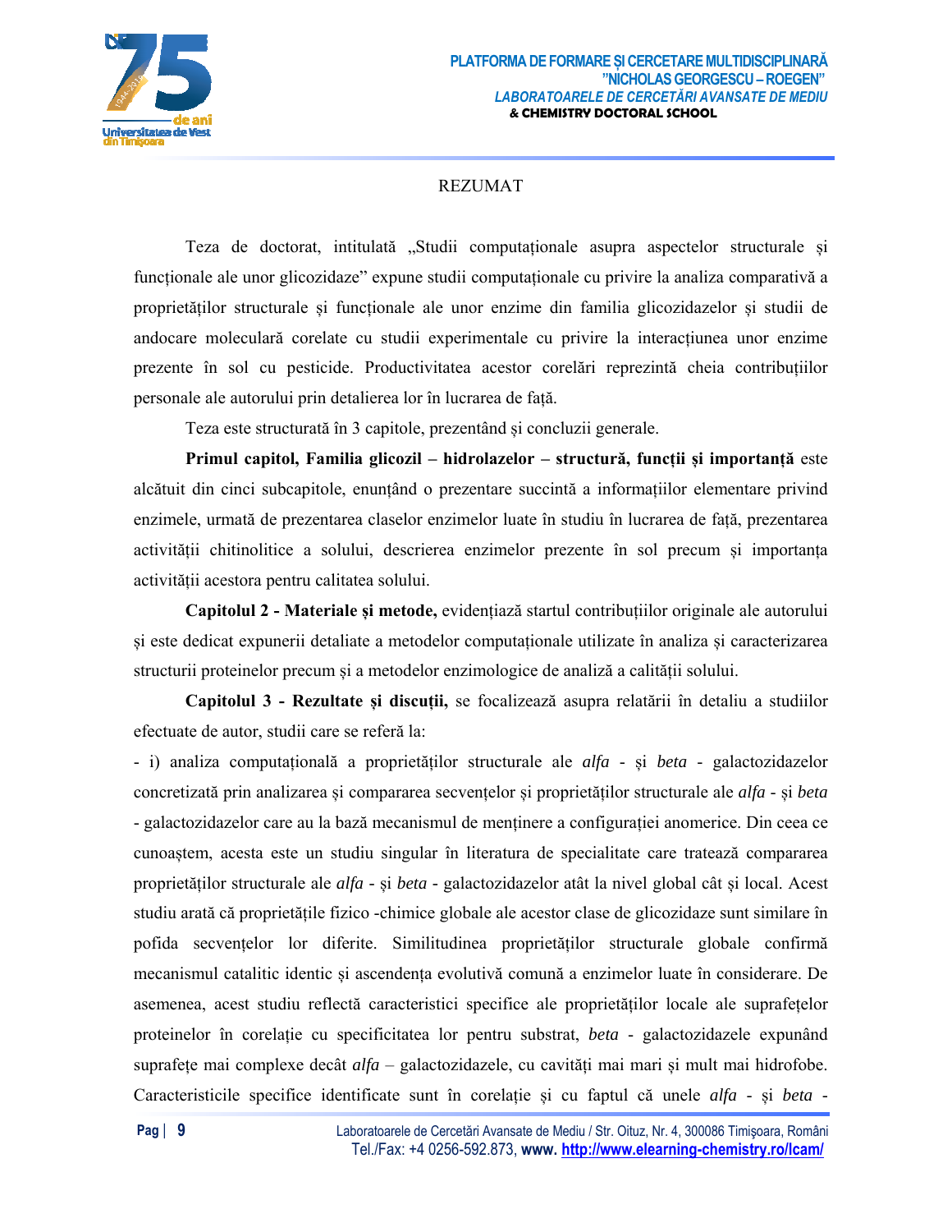## REZUMAT

Teza de doctorat, intitulată „Studii computaționale asupra aspectelor structurale și funcționale ale unor glicozidaze” expune studii computaționale cu privire la analiza comparativă a proprietăților structurale și funcționale ale unor enzime din familia glicozidazelor și studii de andocare moleculară corelate cu studii experimentale cu privire la interacțiunea unor enzime prezente în sol cu pesticide. Productivitatea acestor corelări reprezintă cheia contribuțiilor personale ale autorului prin detalierea lor în lucrarea de față.

Teza este structurată în 3 capitole, prezentând și concluzii generale.

**Primul capitol, Familia glicozil – hidrolazelor – structură, funcții și importanță** este alcătuit din cinci subcapitole, enunțând o prezentare succintă a informațiilor elementare privind enzimele, urmată de prezentarea claselor enzimelor luate în studiu în lucrarea de față, prezentarea activității chitinolitice a solului, descrierea enzimelor prezente în sol precum și importanța activității acestora pentru calitatea solului.

**Capitolul 2 - Materiale și metode,** evidențiază startul contribuțiilor originale ale autorului și este dedicat expunerii detaliate a metodelor computaționale utilizate în analiza și caracterizarea structurii proteinelor precum și a metodelor enzimologice de analiză a calității solului.

**Capitolul 3 - Rezultate și discuții,** se focalizează asupra relatării în detaliu a studiilor efectuate de autor, studii care se referă la:

- i) analiza computațională a proprietăților structurale ale *alfa* - și *beta* - galactozidazelor concretizată prin analizarea și compararea secvențelor și proprietăților structurale ale *alfa* - și *beta* - galactozidazelor care au la bază mecanismul de menținere a configurației anomerice. Din ceea ce cunoaștem, acesta este un studiu singular în literatura de specialitate care tratează compararea proprietăților structurale ale *alfa* - și *beta* - galactozidazelor atât la nivel global cât și local. Acest studiu arată că proprietățile fizico -chimice globale ale acestor clase de glicozidaze sunt similare în pofida secvențelor lor diferite. Similitudinea proprietăților structurale globale confirmă mecanismul catalitic identic și ascendența evolutivă comună a enzimelor luate în considerare. De asemenea, acest studiu reflectă caracteristici specifice ale proprietăților locale ale suprafețelor proteinelor în corelație cu specificitatea lor pentru substrat, *beta* - galactozidazele expunând suprafețe mai complexe decât *alfa* – galactozidazele, cu cavități mai mari și mult mai hidrofobe. Caracteristicile specifice identificate sunt în corelație și cu faptul că unele *alfa* - și *beta* -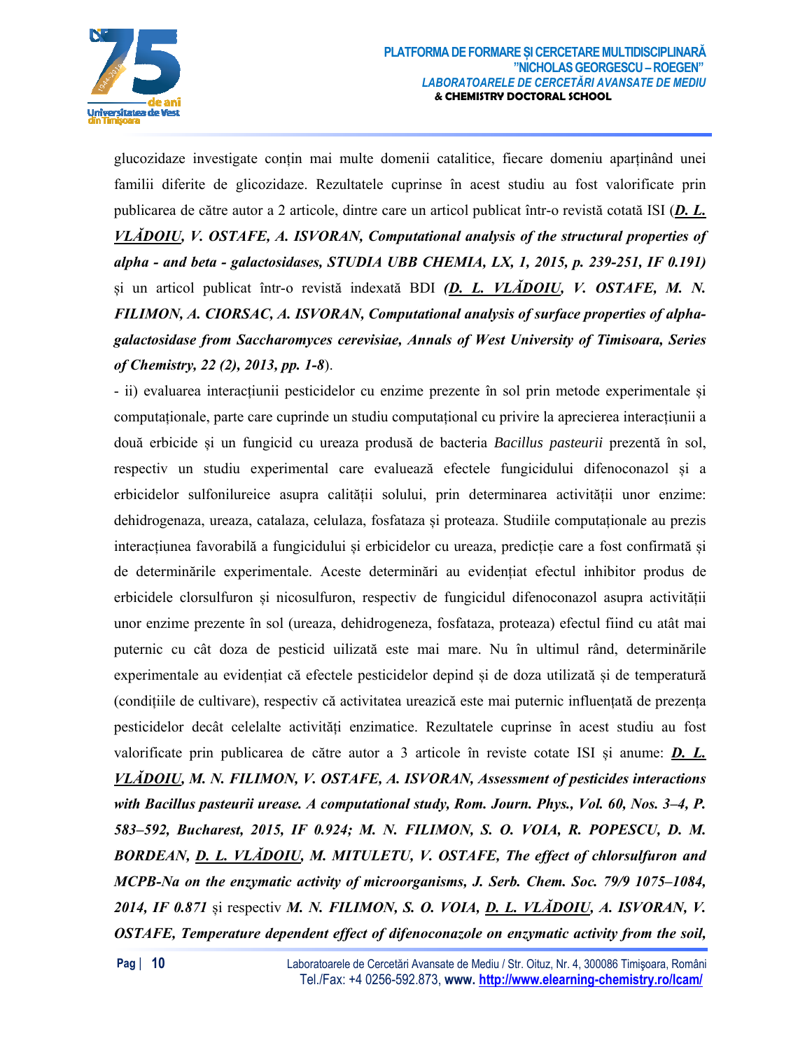glucozidaze investigate conțin mai multe domenii catalitice, fiecare domeniu aparținând unei familii diferite de glicozidaze. Rezultatele cuprinse în acest studiu au fost valorificate prin publicarea de către autor a 2 articole, dintre care un articol publicat într-o revistă cotată ISI (***D. L. VLĂDOIU**, V. OSTAFE, A. ISVORAN, Computational analysis of the structural properties of alpha - and beta - galactosidases, STUDIA UBB CHEMIA, LX, 1, 2015, p. 239-251, IF 0.191)* și un articol publicat într-o revistă indexată BDI ***(D. L. VLĂDOIU, V. OSTAFE, M. N. FILIMON, A. CIORSAC, A. ISVORAN, Computational analysis of surface properties of alpha-galactosidase from Saccharomyces cerevisiae, Annals of West University of Timisoara, Series of Chemistry, 22 (2), 2013, pp. 1-8***).

- ii) evaluarea interacțiunii pesticidelor cu enzime prezente în sol prin metode experimentale și computaționale, parte care cuprinde un studiu computațional cu privire la aprecierea interacțiunii a două erbicide și un fungicid cu ureaza produsă de bacteria *Bacillus pasteurii* prezentă în sol, respectiv un studiu experimental care evaluează efectele fungicidului difenoconazol și a erbicidelor sulfonilureice asupra calității solului, prin determinarea activității unor enzime: dehidrogenaza, ureaza, catalaza, celulaza, fosfataza și proteaza. Studiile computaționale au prezis interacțiunea favorabilă a fungicidului și erbicidelor cu ureaza, predicție care a fost confirmată și de determinările experimentale. Aceste determinări au evidențiat efectul inhibitor produs de erbicidele clorsulfuron și nicosulfuron, respectiv de fungicidul difenoconazol asupra activității unor enzime prezente în sol (ureaza, dehidrogeneza, fosfataza, proteaza) efectul fiind cu atât mai puternic cu cât doza de pesticid uilizată este mai mare. Nu în ultimul rând, determinările experimentale au evidențiat că efectele pesticidelor depind și de doza utilizată și de temperatură (condițiile de cultivare), respectiv că activitatea ureazică este mai puternic influențată de prezența pesticidelor decât celelalte activități enzimatice. Rezultatele cuprinse în acest studiu au fost valorificate prin publicarea de către autor a 3 articole în reviste cotate ISI și anume: ***D. L. VLĂDOIU, M. N. FILIMON, V. OSTAFE, A. ISVORAN, Assessment of pesticides interactions with Bacillus pasteurii urease. A computational study, Rom. Journ. Phys., Vol. 60, Nos. 3–4, P. 583–592, Bucharest, 2015, IF 0.924; M. N. FILIMON, S. O. VOIA, R. POPESCU, D. M. BORDEAN, D. L. VLĂDOIU, M. MITULETU, V. OSTAFE, The effect of chlorsulfuron and MCPB-Na on the enzymatic activity of microorganisms, J. Serb. Chem. Soc. 79/9 1075–1084, 2014, IF 0.871*** și respectiv ***M. N. FILIMON, S. O. VOIA, D. L. VLĂDOIU, A. ISVORAN, V. OSTAFE, Temperature dependent effect of difenoconazole on enzymatic activity from the soil,***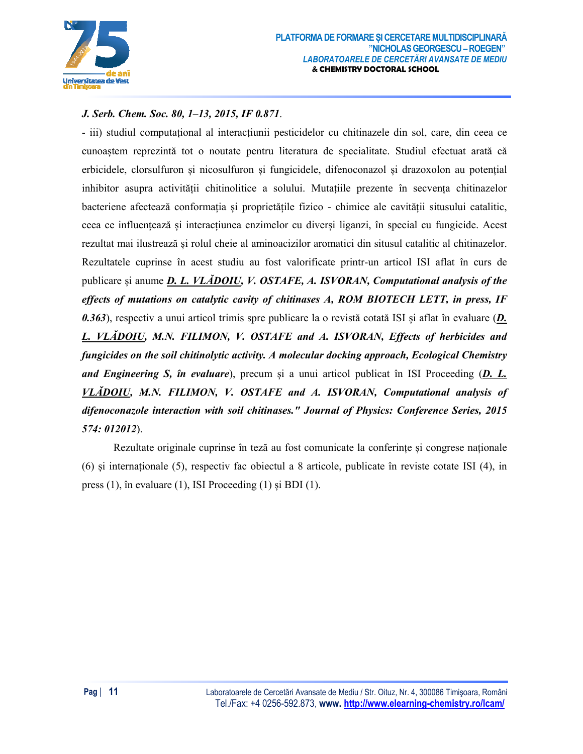***J. Serb. Chem. Soc. 80, 1–13, 2015, IF 0.871***.

- iii) studiul computațional al interacțiunii pesticidelor cu chitinazele din sol, care, din ceea ce cunoaștem reprezintă tot o noutate pentru literatura de specialitate. Studiul efectuat arată că erbicidele, clorsulfuron și nicosulfuron și fungicidele, difenoconazol și drazoxolon au potențial inhibitor asupra activității chitinolitice a solului. Mutațiile prezente în secvența chitinazelor bacteriene afectează conformația și proprietățile fizico - chimice ale cavității situsului catalitic, ceea ce influențează și interacțiunea enzimelor cu diverși liganzi, în special cu fungicide. Acest rezultat mai ilustrează și rolul cheie al aminoacizilor aromatici din situsul catalitic al chitinazelor. Rezultatele cuprinse în acest studiu au fost valorificate printr-un articol ISI aflat în curs de publicare și anume ***D. L. VLĂDOIU, V. OSTAFE, A. ISVORAN, Computational analysis of the effects of mutations on catalytic cavity of chitinases A, ROM BIOTECH LETT, in press, IF 0.363***), respectiv a unui articol trimis spre publicare la o revistă cotată ISI și aflat în evaluare (***D. L. VLĂDOIU, M.N. FILIMON, V. OSTAFE and A. ISVORAN, Effects of herbicides and fungicides on the soil chitinolytic activity. A molecular docking approach, Ecological Chemistry and Engineering S, în evaluare***), precum și a unui articol publicat în ISI Proceeding (***D. L. VLĂDOIU, M.N. FILIMON, V. OSTAFE and A. ISVORAN, Computational analysis of difenoconazole interaction with soil chitinases." Journal of Physics: Conference Series, 2015 574: 012012***).

Rezultate originale cuprinse în teză au fost comunicate la conferințe și congrese naționale (6) și internaționale (5), respectiv fac obiectul a 8 articole, publicate în reviste cotate ISI (4), in press (1), în evaluare (1), ISI Proceeding (1) și BDI (1).